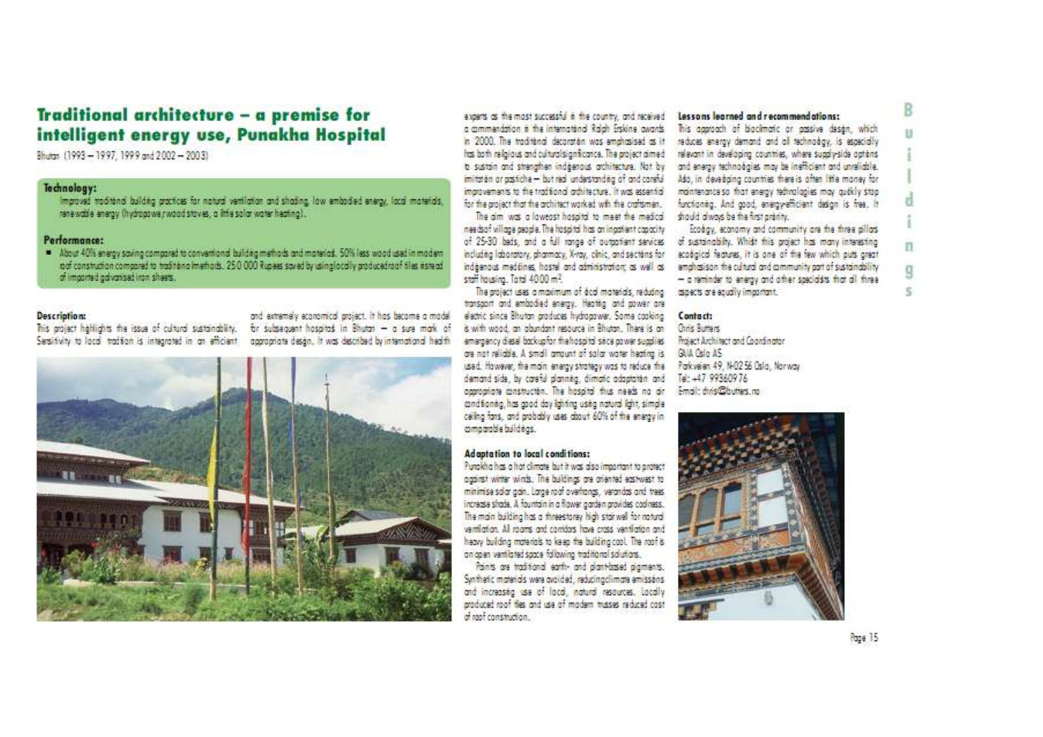# Traditional architecture – a premise for intelligent energy use, Punakha Hospital

Bhutan (1993 – 1997, 1999 and 2002 – 2003)

### Technology:

Improved traditional building practices for natural ventilation and shading, low embodied energy, local materials, renewable energy (hydropower, wood stoves, a little solar water heating).

### Performance:

- About 40% energy saving compared to conventional building methods and materials. 50% less wood used in modern roof construction compared to traditional methods. 250 000 Rupees saved by using locally produced roof tiles instead of imported galvanised iron sheets.

### Description:

This project highlights the issue of cultural sustainability. Sensitivity to local tradition is integrated in an efficient and extremely economical project. It has become a model for subsequent hospitals in Bhutan – a sure mark of appropriate design. It was described by international health experts as the most successful in the country, and received a commendation in the international Ralph Erskine awards in 2000. The traditional decoration was emphasised as it has both religious and cultural significance. The project aimed to sustain and strengthen indigenous architecture. Not by imitation or pastiche – but real understanding of and careful improvements to the traditional architecture. It was essential for the project that the architect worked with the craftsmen.

The aim was a lowcost hospital to meet the medical needs of village people. The hospital has an inpatient capacity of 25-30 beds, and a full range of outpatient services including laboratory, pharmacy, X-ray, clinic, and sections for indigenous medicines, hostel and administration; as well as staff housing. Total 4000 m².

The project uses a maximum of local materials, reducing transport and embodied energy. Heating and power are electric since Bhutan produces hydropower. Some cooking is with wood, an abundant resource in Bhutan. There is an emergency diesel backup for the hospital since power supplies are not reliable. A small amount of solar water heating is used. However, the main energy strategy was to reduce the demand side, by careful planning, climatic adaptation and appropriate construction. The hospital thus needs no air conditioning, has good day lighting using natural light, simple ceiling fans, and probably uses about 60% of the energy in comparable buildings.

### Adaptation to local conditions:

Punakha has a hot climate but it was also important to protect against winter winds. The buildings are oriented east-west to minimise solar gain. Large roof overhangs, verandas and trees increase shade. A fountain in a flower garden provides coolness. The main building has a three-storey high stairwell for natural ventilation. All rooms and corridors have cross ventilation and heavy building materials to keep the building cool. The roof is an open ventilated space following traditional solutions.

Paints are traditional earth- and plant-based pigments. Synthetic materials were avoided, reducing climate emissions and increasing use of local, natural resources. Locally produced roof tiles and use of modern trusses reduced cost of roof construction.

### Lessons learned and recommendations:

This approach of bioclimatic or passive design, which reduces energy demand and all technology, is especially relevant in developing countries, where supply-side options and energy technologies may be inefficient and unreliable. Also, in developing countries there is often little money for maintenance so that energy technologies may quickly stop functioning. And good, energy-efficient design is free. It should always be the first priority.

Ecology, economy and community are the three pillars of sustainability. Whilst this project has many interesting ecological features, it is one of the few which puts great emphasis on the cultural and community part of sustainability – a reminder to energy and other specialists that all three aspects are equally important.

### Contact:

Chris Butters
Project Architect and Coordinator
GAIA Oslo AS
Parkveien 49, N-0256 Oslo, Norway
Tel: +47 99360976
Email: chris@butters.no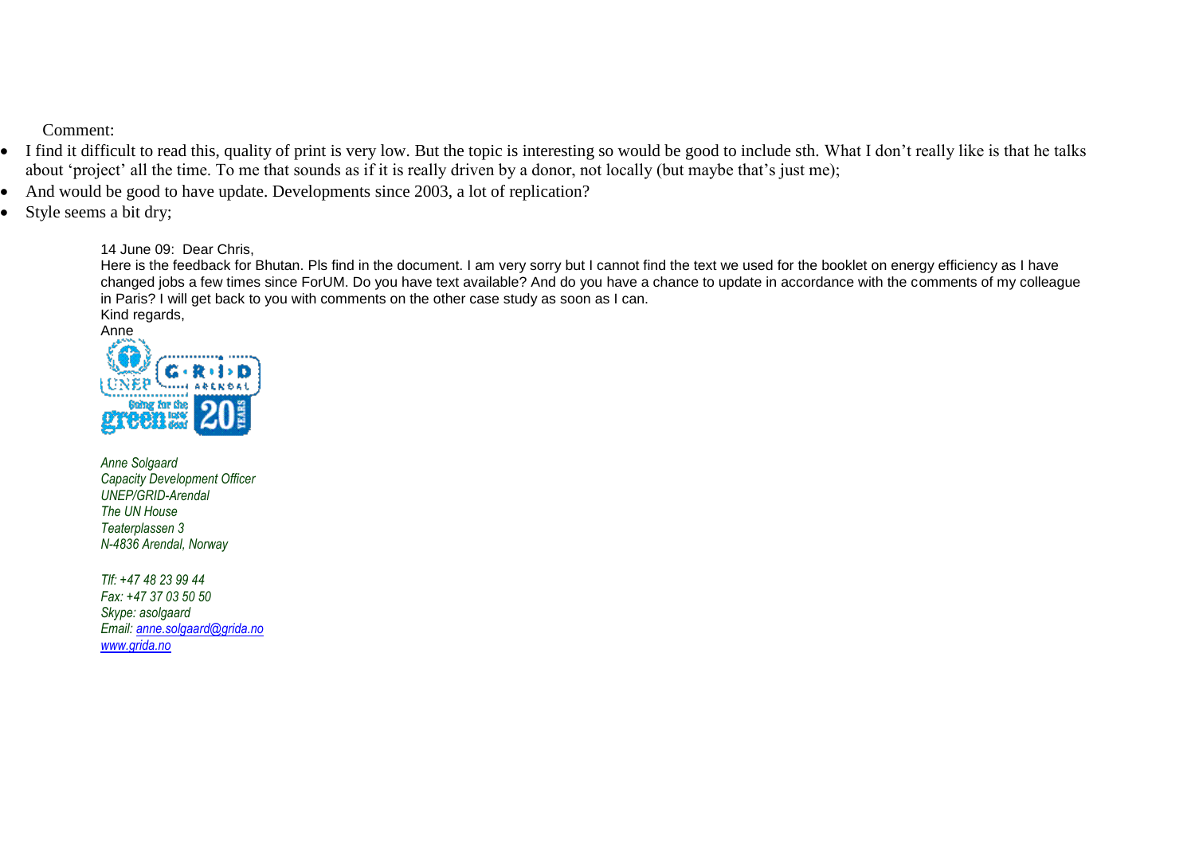Comment:

- I find it difficult to read this, quality of print is very low. But the topic is interesting so would be good to include sth. What I don't really like is that he talks about 'project' all the time. To me that sounds as if it is really driven by a donor, not locally (but maybe that's just me);
- And would be good to have update. Developments since 2003, a lot of replication?
- Style seems a bit dry;

14 June 09: Dear Chris,
Here is the feedback for Bhutan. Pls find in the document. I am very sorry but I cannot find the text we used for the booklet on energy efficiency as I have changed jobs a few times since ForUM. Do you have text available? And do you have a chance to update in accordance with the comments of my colleague in Paris? I will get back to you with comments on the other case study as soon as I can.
Kind regards,
Anne

UNEP G·R·I·D ARENDAL
Going for the green for 20 years

*Anne Solgaard*
*Capacity Development Officer*
*UNEP/GRID-Arendal*
*The UN House*
*Teaterplassen 3*
*N-4836 Arendal, Norway*

*Tlf: +47 48 23 99 44*
*Fax: +47 37 03 50 50*
*Skype: asolgaard*
*Email: anne.solgaard@grida.no*
*www.grida.no*